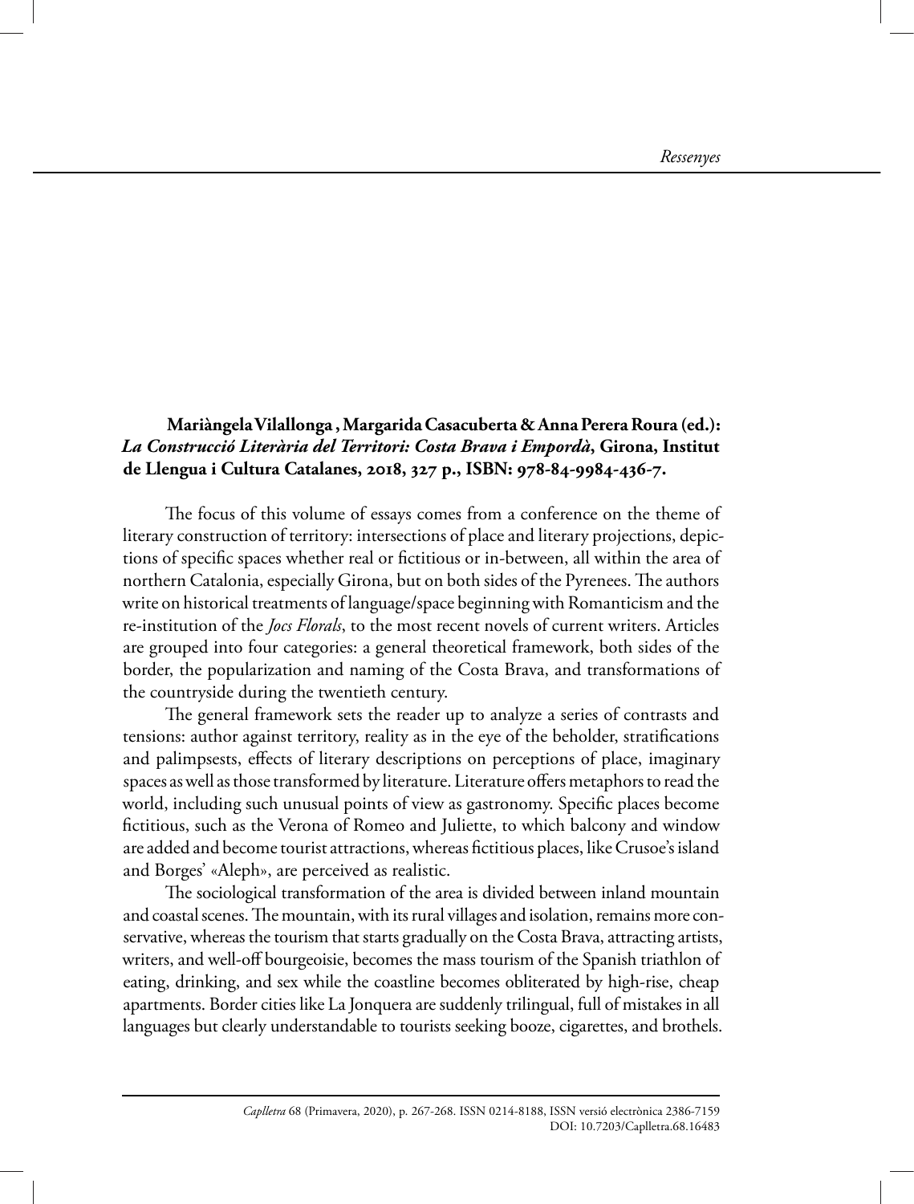**Mariàngela Vilallonga , Margarida Casacuberta & Anna Perera Roura (ed.): *La Construcció Literària del Territori: Costa Brava i Empordà*, Girona, Institut de Llengua i Cultura Catalanes, 2018, 327 p., ISBN: 978-84-9984-436-7.**

The focus of this volume of essays comes from a conference on the theme of literary construction of territory: intersections of place and literary projections, depictions of specific spaces whether real or fictitious or in-between, all within the area of northern Catalonia, especially Girona, but on both sides of the Pyrenees. The authors write on historical treatments of language/space beginning with Romanticism and the re-institution of the *Jocs Florals*, to the most recent novels of current writers. Articles are grouped into four categories: a general theoretical framework, both sides of the border, the popularization and naming of the Costa Brava, and transformations of the countryside during the twentieth century.

The general framework sets the reader up to analyze a series of contrasts and tensions: author against territory, reality as in the eye of the beholder, stratifications and palimpsests, effects of literary descriptions on perceptions of place, imaginary spaces as well as those transformed by literature. Literature offers metaphors to read the world, including such unusual points of view as gastronomy. Specific places become fictitious, such as the Verona of Romeo and Juliette, to which balcony and window are added and become tourist attractions, whereas fictitious places, like Crusoe's island and Borges' «Aleph», are perceived as realistic.

The sociological transformation of the area is divided between inland mountain and coastal scenes. The mountain, with its rural villages and isolation, remains more conservative, whereas the tourism that starts gradually on the Costa Brava, attracting artists, writers, and well-off bourgeoisie, becomes the mass tourism of the Spanish triathlon of eating, drinking, and sex while the coastline becomes obliterated by high-rise, cheap apartments. Border cities like La Jonquera are suddenly trilingual, full of mistakes in all languages but clearly understandable to tourists seeking booze, cigarettes, and brothels.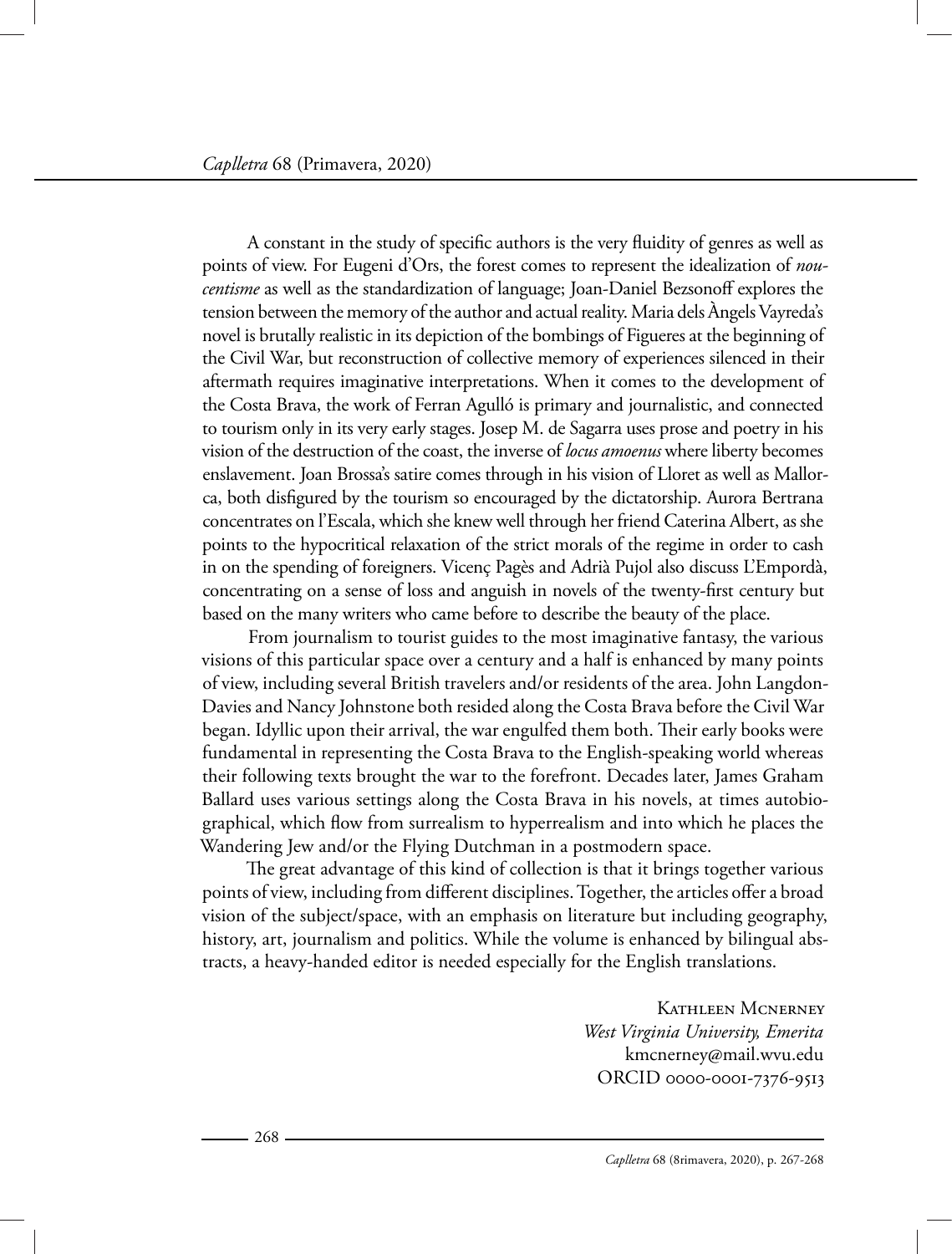A constant in the study of specific authors is the very fluidity of genres as well as points of view. For Eugeni d'Ors, the forest comes to represent the idealization of *noucentisme* as well as the standardization of language; Joan-Daniel Bezsonoff explores the tension between the memory of the author and actual reality. Maria dels Àngels Vayreda's novel is brutally realistic in its depiction of the bombings of Figueres at the beginning of the Civil War, but reconstruction of collective memory of experiences silenced in their aftermath requires imaginative interpretations. When it comes to the development of the Costa Brava, the work of Ferran Agulló is primary and journalistic, and connected to tourism only in its very early stages. Josep M. de Sagarra uses prose and poetry in his vision of the destruction of the coast, the inverse of *locus amoenus* where liberty becomes enslavement. Joan Brossa's satire comes through in his vision of Lloret as well as Mallorca, both disfigured by the tourism so encouraged by the dictatorship. Aurora Bertrana concentrates on l'Escala, which she knew well through her friend Caterina Albert, as she points to the hypocritical relaxation of the strict morals of the regime in order to cash in on the spending of foreigners. Vicenç Pagès and Adrià Pujol also discuss L'Empordà, concentrating on a sense of loss and anguish in novels of the twenty-first century but based on the many writers who came before to describe the beauty of the place.

From journalism to tourist guides to the most imaginative fantasy, the various visions of this particular space over a century and a half is enhanced by many points of view, including several British travelers and/or residents of the area. John Langdon-Davies and Nancy Johnstone both resided along the Costa Brava before the Civil War began. Idyllic upon their arrival, the war engulfed them both. Their early books were fundamental in representing the Costa Brava to the English-speaking world whereas their following texts brought the war to the forefront. Decades later, James Graham Ballard uses various settings along the Costa Brava in his novels, at times autobiographical, which flow from surrealism to hyperrealism and into which he places the Wandering Jew and/or the Flying Dutchman in a postmodern space.

The great advantage of this kind of collection is that it brings together various points of view, including from different disciplines. Together, the articles offer a broad vision of the subject/space, with an emphasis on literature but including geography, history, art, journalism and politics. While the volume is enhanced by bilingual abstracts, a heavy-handed editor is needed especially for the English translations.

Kathleen Mcnerney
*West Virginia University, Emerita*
kmcnerney@mail.wvu.edu
ORCID 0000-0001-7376-9513